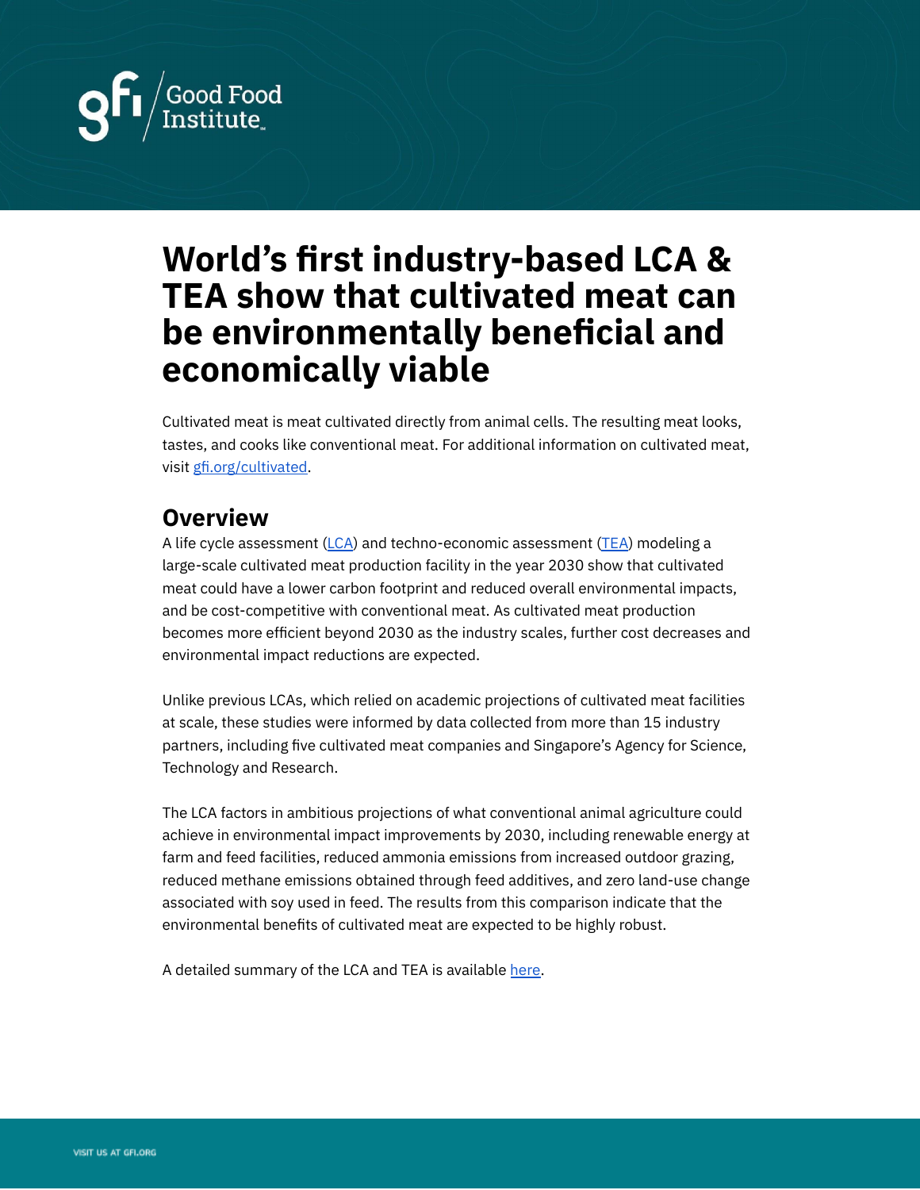# World's first industry-based LCA & TEA show that cultivated meat can be environmentally beneficial and economically viable

Cultivated meat is meat cultivated directly from animal cells. The resulting meat looks, tastes, and cooks like conventional meat. For additional information on cultivated meat, visit gfi.org/cultivated.

## Overview

A life cycle assessment (LCA) and techno-economic assessment (TEA) modeling a large-scale cultivated meat production facility in the year 2030 show that cultivated meat could have a lower carbon footprint and reduced overall environmental impacts, and be cost-competitive with conventional meat. As cultivated meat production becomes more efficient beyond 2030 as the industry scales, further cost decreases and environmental impact reductions are expected.

Unlike previous LCAs, which relied on academic projections of cultivated meat facilities at scale, these studies were informed by data collected from more than 15 industry partners, including five cultivated meat companies and Singapore's Agency for Science, Technology and Research.

The LCA factors in ambitious projections of what conventional animal agriculture could achieve in environmental impact improvements by 2030, including renewable energy at farm and feed facilities, reduced ammonia emissions from increased outdoor grazing, reduced methane emissions obtained through feed additives, and zero land-use change associated with soy used in feed. The results from this comparison indicate that the environmental benefits of cultivated meat are expected to be highly robust.

A detailed summary of the LCA and TEA is available here.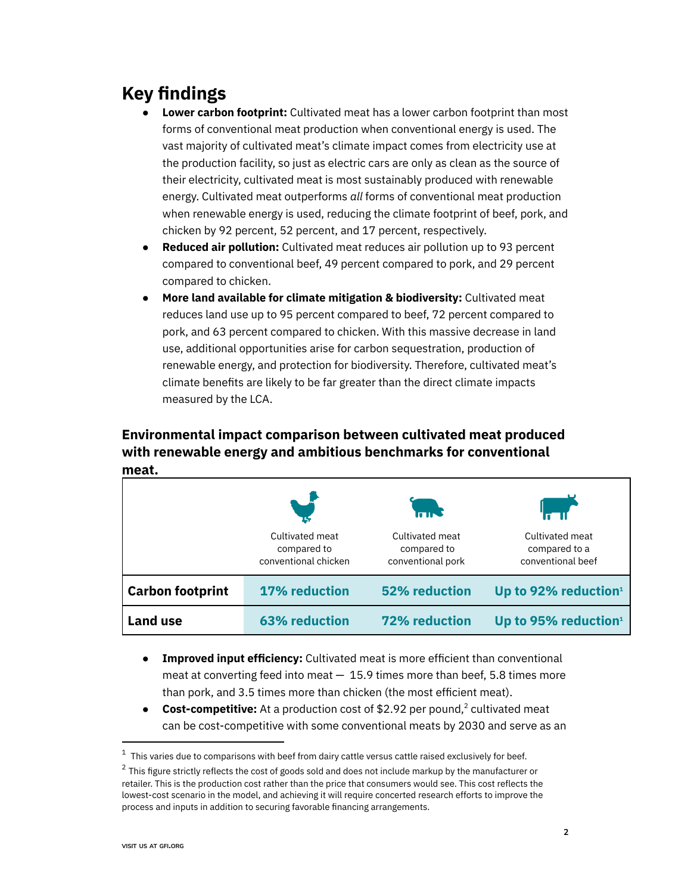## Key findings

- **Lower carbon footprint:** Cultivated meat has a lower carbon footprint than most forms of conventional meat production when conventional energy is used. The vast majority of cultivated meat's climate impact comes from electricity use at the production facility, so just as electric cars are only as clean as the source of their electricity, cultivated meat is most sustainably produced with renewable energy. Cultivated meat outperforms *all* forms of conventional meat production when renewable energy is used, reducing the climate footprint of beef, pork, and chicken by 92 percent, 52 percent, and 17 percent, respectively.
- **Reduced air pollution:** Cultivated meat reduces air pollution up to 93 percent compared to conventional beef, 49 percent compared to pork, and 29 percent compared to chicken.
- **More land available for climate mitigation & biodiversity:** Cultivated meat reduces land use up to 95 percent compared to beef, 72 percent compared to pork, and 63 percent compared to chicken. With this massive decrease in land use, additional opportunities arise for carbon sequestration, production of renewable energy, and protection for biodiversity. Therefore, cultivated meat's climate benefits are likely to be far greater than the direct climate impacts measured by the LCA.

### Environmental impact comparison between cultivated meat produced with renewable energy and ambitious benchmarks for conventional meat.

| | Cultivated meat compared to conventional chicken | Cultivated meat compared to conventional pork | Cultivated meat compared to a conventional beef |
|---|---|---|---|
| **Carbon footprint** | **17% reduction** | **52% reduction** | **Up to 92% reduction**[1] |
| **Land use** | **63% reduction** | **72% reduction** | **Up to 95% reduction**[1] |

- **Improved input efficiency:** Cultivated meat is more efficient than conventional meat at converting feed into meat — 15.9 times more than beef, 5.8 times more than pork, and 3.5 times more than chicken (the most efficient meat).
- **Cost-competitive:** At a production cost of $2.92 per pound,[2] cultivated meat can be cost-competitive with some conventional meats by 2030 and serve as an

---

[1] This varies due to comparisons with beef from dairy cattle versus cattle raised exclusively for beef.

[2] This figure strictly reflects the cost of goods sold and does not include markup by the manufacturer or retailer. This is the production cost rather than the price that consumers would see. This cost reflects the lowest-cost scenario in the model, and achieving it will require concerted research efforts to improve the process and inputs in addition to securing favorable financing arrangements.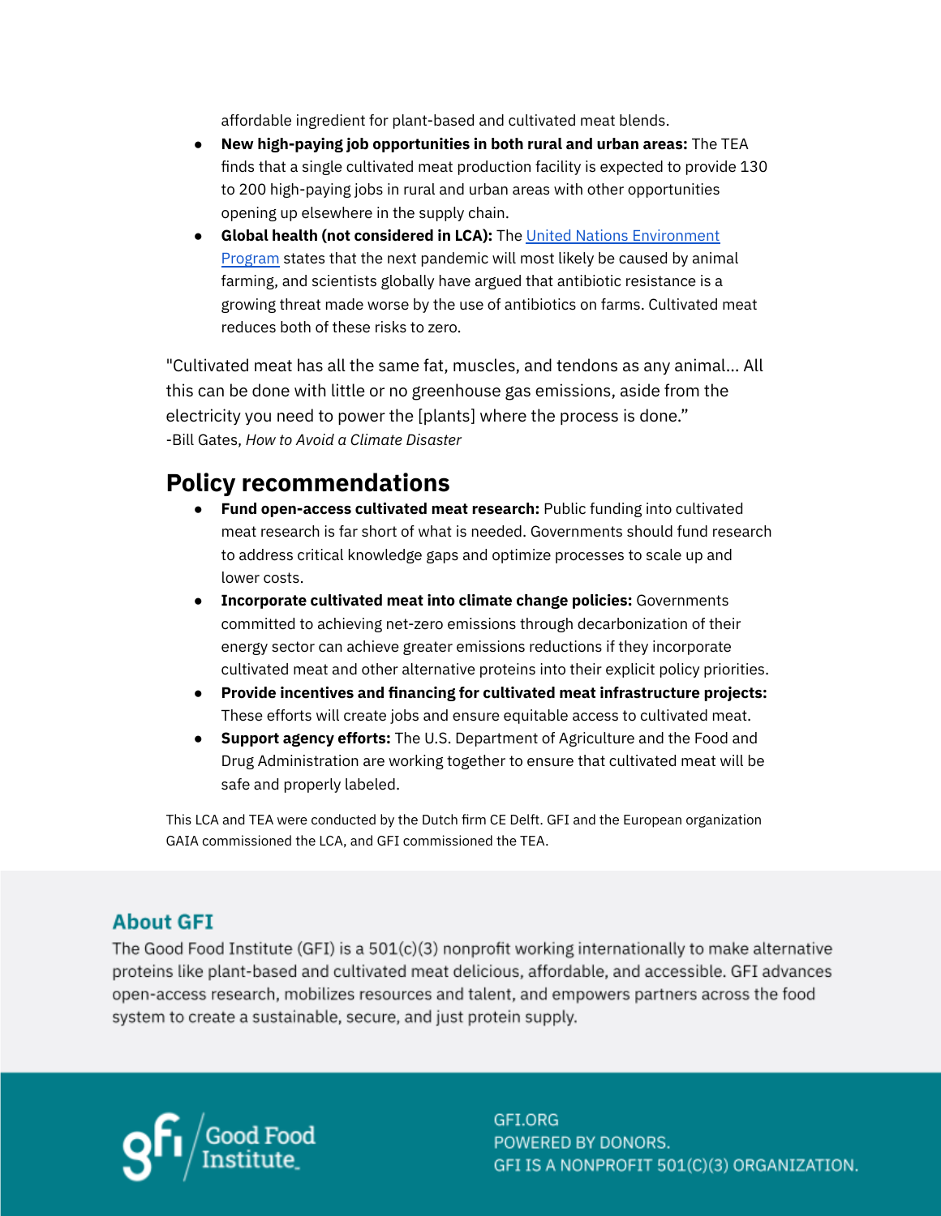affordable ingredient for plant-based and cultivated meat blends.

- **New high-paying job opportunities in both rural and urban areas:** The TEA finds that a single cultivated meat production facility is expected to provide 130 to 200 high-paying jobs in rural and urban areas with other opportunities opening up elsewhere in the supply chain.
- **Global health (not considered in LCA):** The [United Nations Environment Program] states that the next pandemic will most likely be caused by animal farming, and scientists globally have argued that antibiotic resistance is a growing threat made worse by the use of antibiotics on farms. Cultivated meat reduces both of these risks to zero.

"Cultivated meat has all the same fat, muscles, and tendons as any animal… All this can be done with little or no greenhouse gas emissions, aside from the electricity you need to power the [plants] where the process is done."
-Bill Gates, *How to Avoid a Climate Disaster*

## Policy recommendations

- **Fund open-access cultivated meat research:** Public funding into cultivated meat research is far short of what is needed. Governments should fund research to address critical knowledge gaps and optimize processes to scale up and lower costs.
- **Incorporate cultivated meat into climate change policies:** Governments committed to achieving net-zero emissions through decarbonization of their energy sector can achieve greater emissions reductions if they incorporate cultivated meat and other alternative proteins into their explicit policy priorities.
- **Provide incentives and financing for cultivated meat infrastructure projects:** These efforts will create jobs and ensure equitable access to cultivated meat.
- **Support agency efforts:** The U.S. Department of Agriculture and the Food and Drug Administration are working together to ensure that cultivated meat will be safe and properly labeled.

This LCA and TEA were conducted by the Dutch firm CE Delft. GFI and the European organization GAIA commissioned the LCA, and GFI commissioned the TEA.

## About GFI

The Good Food Institute (GFI) is a 501(c)(3) nonprofit working internationally to make alternative proteins like plant-based and cultivated meat delicious, affordable, and accessible. GFI advances open-access research, mobilizes resources and talent, and empowers partners across the food system to create a sustainable, secure, and just protein supply.

gfi Good Food Institute

GFI.ORG
POWERED BY DONORS.
GFI IS A NONPROFIT 501(C)(3) ORGANIZATION.